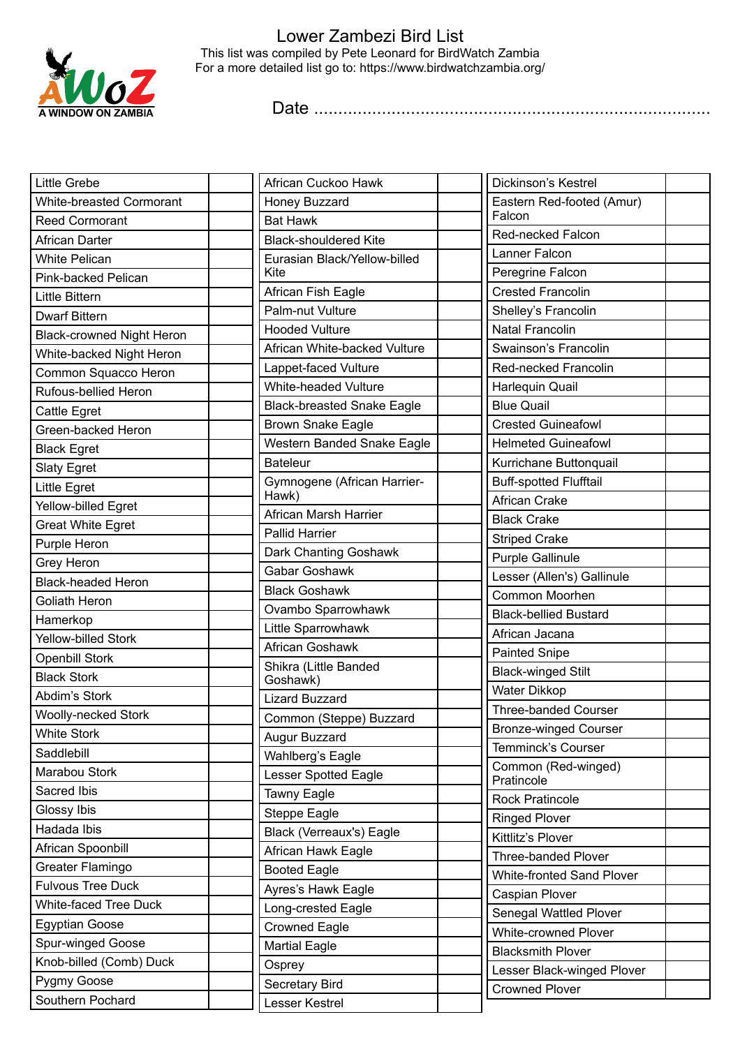# Lower Zambezi Bird List

This list was compiled by Pete Leonard for BirdWatch Zambia
For a more detailed list go to: https://www.birdwatchzambia.org/

A WINDOW ON ZAMBIA

Date ..................................................................................

| | |
|---|---|
| Little Grebe | |
| White-breasted Cormorant | |
| Reed Cormorant | |
| African Darter | |
| White Pelican | |
| Pink-backed Pelican | |
| Little Bittern | |
| Dwarf Bittern | |
| Black-crowned Night Heron | |
| White-backed Night Heron | |
| Common Squacco Heron | |
| Rufous-bellied Heron | |
| Cattle Egret | |
| Green-backed Heron | |
| Black Egret | |
| Slaty Egret | |
| Little Egret | |
| Yellow-billed Egret | |
| Great White Egret | |
| Purple Heron | |
| Grey Heron | |
| Black-headed Heron | |
| Goliath Heron | |
| Hamerkop | |
| Yellow-billed Stork | |
| Openbill Stork | |
| Black Stork | |
| Abdim's Stork | |
| Woolly-necked Stork | |
| White Stork | |
| Saddlebill | |
| Marabou Stork | |
| Sacred Ibis | |
| Glossy Ibis | |
| Hadada Ibis | |
| African Spoonbill | |
| Greater Flamingo | |
| Fulvous Tree Duck | |
| White-faced Tree Duck | |
| Egyptian Goose | |
| Spur-winged Goose | |
| Knob-billed (Comb) Duck | |
| Pygmy Goose | |
| Southern Pochard | |

| | |
|---|---|
| African Cuckoo Hawk | |
| Honey Buzzard | |
| Bat Hawk | |
| Black-shouldered Kite | |
| Eurasian Black/Yellow-billed Kite | |
| African Fish Eagle | |
| Palm-nut Vulture | |
| Hooded Vulture | |
| African White-backed Vulture | |
| Lappet-faced Vulture | |
| White-headed Vulture | |
| Black-breasted Snake Eagle | |
| Brown Snake Eagle | |
| Western Banded Snake Eagle | |
| Bateleur | |
| Gymnogene (African Harrier-Hawk) | |
| African Marsh Harrier | |
| Pallid Harrier | |
| Dark Chanting Goshawk | |
| Gabar Goshawk | |
| Black Goshawk | |
| Ovambo Sparrowhawk | |
| Little Sparrowhawk | |
| African Goshawk | |
| Shikra (Little Banded Goshawk) | |
| Lizard Buzzard | |
| Common (Steppe) Buzzard | |
| Augur Buzzard | |
| Wahlberg's Eagle | |
| Lesser Spotted Eagle | |
| Tawny Eagle | |
| Steppe Eagle | |
| Black (Verreaux's) Eagle | |
| African Hawk Eagle | |
| Booted Eagle | |
| Ayres's Hawk Eagle | |
| Long-crested Eagle | |
| Crowned Eagle | |
| Martial Eagle | |
| Osprey | |
| Secretary Bird | |
| Lesser Kestrel | |

| | |
|---|---|
| Dickinson's Kestrel | |
| Eastern Red-footed (Amur) Falcon | |
| Red-necked Falcon | |
| Lanner Falcon | |
| Peregrine Falcon | |
| Crested Francolin | |
| Shelley's Francolin | |
| Natal Francolin | |
| Swainson's Francolin | |
| Red-necked Francolin | |
| Harlequin Quail | |
| Blue Quail | |
| Crested Guineafowl | |
| Helmeted Guineafowl | |
| Kurrichane Buttonquail | |
| Buff-spotted Flufftail | |
| African Crake | |
| Black Crake | |
| Striped Crake | |
| Purple Gallinule | |
| Lesser (Allen's) Gallinule | |
| Common Moorhen | |
| Black-bellied Bustard | |
| African Jacana | |
| Painted Snipe | |
| Black-winged Stilt | |
| Water Dikkop | |
| Three-banded Courser | |
| Bronze-winged Courser | |
| Temminck's Courser | |
| Common (Red-winged) Pratincole | |
| Rock Pratincole | |
| Ringed Plover | |
| Kittlitz's Plover | |
| Three-banded Plover | |
| White-fronted Sand Plover | |
| Caspian Plover | |
| Senegal Wattled Plover | |
| White-crowned Plover | |
| Blacksmith Plover | |
| Lesser Black-winged Plover | |
| Crowned Plover | |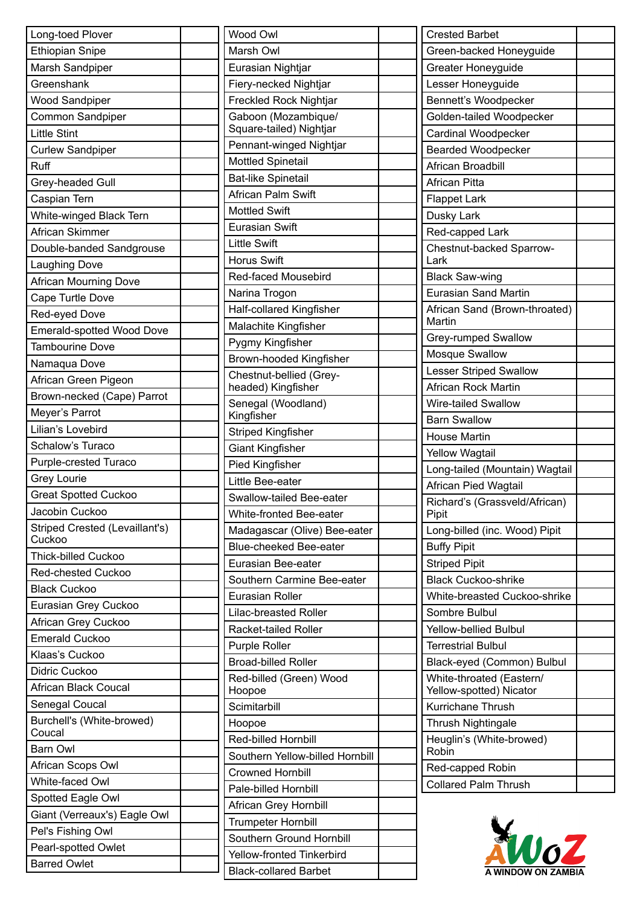| | |
|---|---|
| Long-toed Plover | |
| Ethiopian Snipe | |
| Marsh Sandpiper | |
| Greenshank | |
| Wood Sandpiper | |
| Common Sandpiper | |
| Little Stint | |
| Curlew Sandpiper | |
| Ruff | |
| Grey-headed Gull | |
| Caspian Tern | |
| White-winged Black Tern | |
| African Skimmer | |
| Double-banded Sandgrouse | |
| Laughing Dove | |
| African Mourning Dove | |
| Cape Turtle Dove | |
| Red-eyed Dove | |
| Emerald-spotted Wood Dove | |
| Tambourine Dove | |
| Namaqua Dove | |
| African Green Pigeon | |
| Brown-necked (Cape) Parrot | |
| Meyer's Parrot | |
| Lilian's Lovebird | |
| Schalow's Turaco | |
| Purple-crested Turaco | |
| Grey Lourie | |
| Great Spotted Cuckoo | |
| Jacobin Cuckoo | |
| Striped Crested (Levaillant's) Cuckoo | |
| Thick-billed Cuckoo | |
| Red-chested Cuckoo | |
| Black Cuckoo | |
| Eurasian Grey Cuckoo | |
| African Grey Cuckoo | |
| Emerald Cuckoo | |
| Klaas's Cuckoo | |
| Didric Cuckoo | |
| African Black Coucal | |
| Senegal Coucal | |
| Burchell's (White-browed) Coucal | |
| Barn Owl | |
| African Scops Owl | |
| White-faced Owl | |
| Spotted Eagle Owl | |
| Giant (Verreaux's) Eagle Owl | |
| Pel's Fishing Owl | |
| Pearl-spotted Owlet | |
| Barred Owlet | |

| | |
|---|---|
| Wood Owl | |
| Marsh Owl | |
| Eurasian Nightjar | |
| Fiery-necked Nightjar | |
| Freckled Rock Nightjar | |
| Gaboon (Mozambique/ Square-tailed) Nightjar | |
| Pennant-winged Nightjar | |
| Mottled Spinetail | |
| Bat-like Spinetail | |
| African Palm Swift | |
| Mottled Swift | |
| Eurasian Swift | |
| Little Swift | |
| Horus Swift | |
| Red-faced Mousebird | |
| Narina Trogon | |
| Half-collared Kingfisher | |
| Malachite Kingfisher | |
| Pygmy Kingfisher | |
| Brown-hooded Kingfisher | |
| Chestnut-bellied (Grey-headed) Kingfisher | |
| Senegal (Woodland) Kingfisher | |
| Striped Kingfisher | |
| Giant Kingfisher | |
| Pied Kingfisher | |
| Little Bee-eater | |
| Swallow-tailed Bee-eater | |
| White-fronted Bee-eater | |
| Madagascar (Olive) Bee-eater | |
| Blue-cheeked Bee-eater | |
| Eurasian Bee-eater | |
| Southern Carmine Bee-eater | |
| Eurasian Roller | |
| Lilac-breasted Roller | |
| Racket-tailed Roller | |
| Purple Roller | |
| Broad-billed Roller | |
| Red-billed (Green) Wood Hoopoe | |
| Scimitarbill | |
| Hoopoe | |
| Red-billed Hornbill | |
| Southern Yellow-billed Hornbill | |
| Crowned Hornbill | |
| Pale-billed Hornbill | |
| African Grey Hornbill | |
| Trumpeter Hornbill | |
| Southern Ground Hornbill | |
| Yellow-fronted Tinkerbird | |
| Black-collared Barbet | |

| | |
|---|---|
| Crested Barbet | |
| Green-backed Honeyguide | |
| Greater Honeyguide | |
| Lesser Honeyguide | |
| Bennett's Woodpecker | |
| Golden-tailed Woodpecker | |
| Cardinal Woodpecker | |
| Bearded Woodpecker | |
| African Broadbill | |
| African Pitta | |
| Flappet Lark | |
| Dusky Lark | |
| Red-capped Lark | |
| Chestnut-backed Sparrow-Lark | |
| Black Saw-wing | |
| Eurasian Sand Martin | |
| African Sand (Brown-throated) Martin | |
| Grey-rumped Swallow | |
| Mosque Swallow | |
| Lesser Striped Swallow | |
| African Rock Martin | |
| Wire-tailed Swallow | |
| Barn Swallow | |
| House Martin | |
| Yellow Wagtail | |
| Long-tailed (Mountain) Wagtail | |
| African Pied Wagtail | |
| Richard's (Grassveld/African) Pipit | |
| Long-billed (inc. Wood) Pipit | |
| Buffy Pipit | |
| Striped Pipit | |
| Black Cuckoo-shrike | |
| White-breasted Cuckoo-shrike | |
| Sombre Bulbul | |
| Yellow-bellied Bulbul | |
| Terrestrial Bulbul | |
| Black-eyed (Common) Bulbul | |
| White-throated (Eastern/ Yellow-spotted) Nicator | |
| Kurrichane Thrush | |
| Thrush Nightingale | |
| Heuglin's (White-browed) Robin | |
| Red-capped Robin | |
| Collared Palm Thrush | |

AWOZ
A WINDOW ON ZAMBIA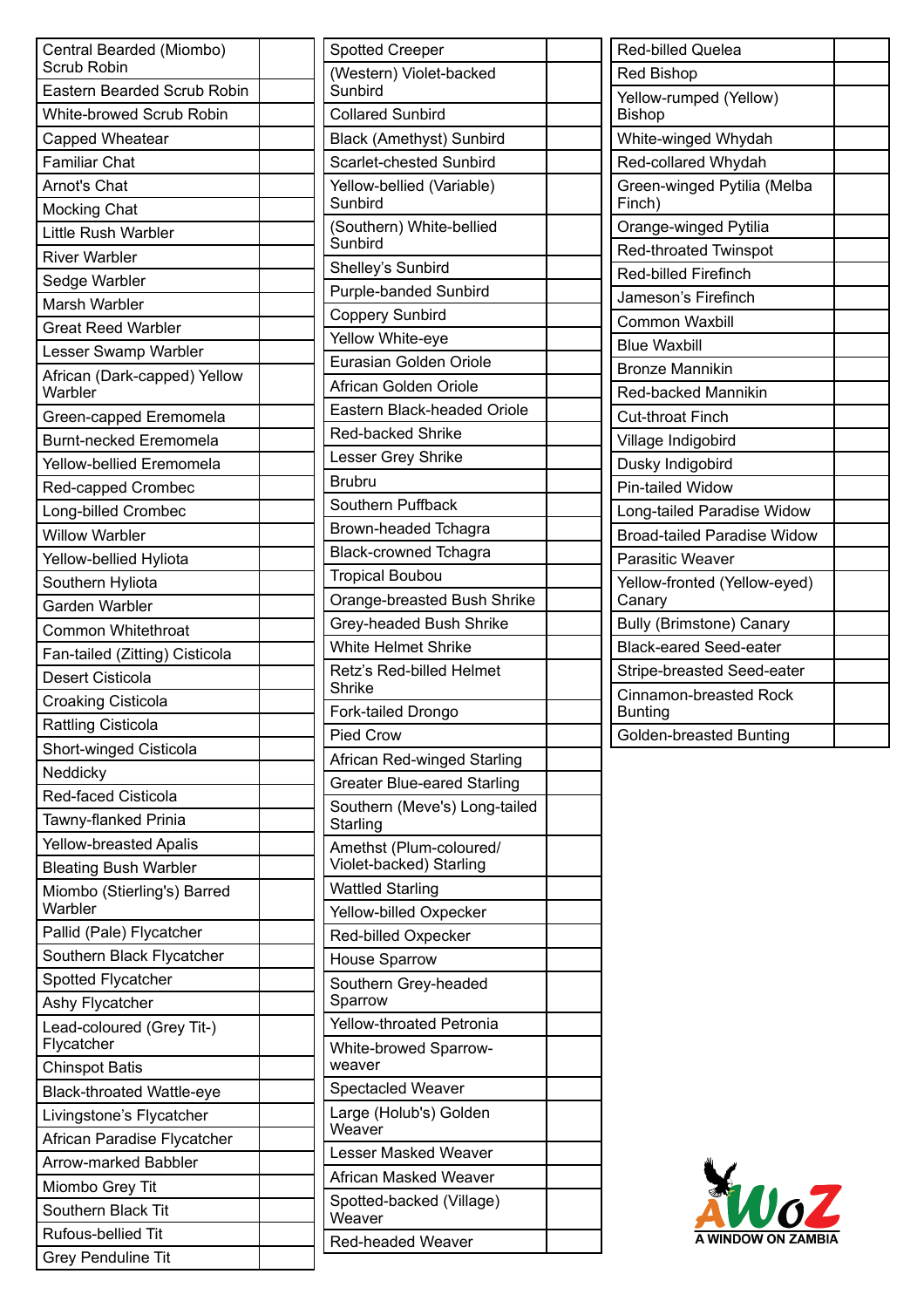| | |
|---|---|
| Central Bearded (Miombo) Scrub Robin | |
| Eastern Bearded Scrub Robin | |
| White-browed Scrub Robin | |
| Capped Wheatear | |
| Familiar Chat | |
| Arnot's Chat | |
| Mocking Chat | |
| Little Rush Warbler | |
| River Warbler | |
| Sedge Warbler | |
| Marsh Warbler | |
| Great Reed Warbler | |
| Lesser Swamp Warbler | |
| African (Dark-capped) Yellow Warbler | |
| Green-capped Eremomela | |
| Burnt-necked Eremomela | |
| Yellow-bellied Eremomela | |
| Red-capped Crombec | |
| Long-billed Crombec | |
| Willow Warbler | |
| Yellow-bellied Hyliota | |
| Southern Hyliota | |
| Garden Warbler | |
| Common Whitethroat | |
| Fan-tailed (Zitting) Cisticola | |
| Desert Cisticola | |
| Croaking Cisticola | |
| Rattling Cisticola | |
| Short-winged Cisticola | |
| Neddicky | |
| Red-faced Cisticola | |
| Tawny-flanked Prinia | |
| Yellow-breasted Apalis | |
| Bleating Bush Warbler | |
| Miombo (Stierling's) Barred Warbler | |
| Pallid (Pale) Flycatcher | |
| Southern Black Flycatcher | |
| Spotted Flycatcher | |
| Ashy Flycatcher | |
| Lead-coloured (Grey Tit-) Flycatcher | |
| Chinspot Batis | |
| Black-throated Wattle-eye | |
| Livingstone's Flycatcher | |
| African Paradise Flycatcher | |
| Arrow-marked Babbler | |
| Miombo Grey Tit | |
| Southern Black Tit | |
| Rufous-bellied Tit | |
| Grey Penduline Tit | |

| | |
|---|---|
| Spotted Creeper | |
| (Western) Violet-backed Sunbird | |
| Collared Sunbird | |
| Black (Amethyst) Sunbird | |
| Scarlet-chested Sunbird | |
| Yellow-bellied (Variable) Sunbird | |
| (Southern) White-bellied Sunbird | |
| Shelley's Sunbird | |
| Purple-banded Sunbird | |
| Coppery Sunbird | |
| Yellow White-eye | |
| Eurasian Golden Oriole | |
| African Golden Oriole | |
| Eastern Black-headed Oriole | |
| Red-backed Shrike | |
| Lesser Grey Shrike | |
| Brubru | |
| Southern Puffback | |
| Brown-headed Tchagra | |
| Black-crowned Tchagra | |
| Tropical Boubou | |
| Orange-breasted Bush Shrike | |
| Grey-headed Bush Shrike | |
| White Helmet Shrike | |
| Retz's Red-billed Helmet Shrike | |
| Fork-tailed Drongo | |
| Pied Crow | |
| African Red-winged Starling | |
| Greater Blue-eared Starling | |
| Southern (Meve's) Long-tailed Starling | |
| Amethst (Plum-coloured/ Violet-backed) Starling | |
| Wattled Starling | |
| Yellow-billed Oxpecker | |
| Red-billed Oxpecker | |
| House Sparrow | |
| Southern Grey-headed Sparrow | |
| Yellow-throated Petronia | |
| White-browed Sparrow-weaver | |
| Spectacled Weaver | |
| Large (Holub's) Golden Weaver | |
| Lesser Masked Weaver | |
| African Masked Weaver | |
| Spotted-backed (Village) Weaver | |
| Red-headed Weaver | |

| | |
|---|---|
| Red-billed Quelea | |
| Red Bishop | |
| Yellow-rumped (Yellow) Bishop | |
| White-winged Whydah | |
| Red-collared Whydah | |
| Green-winged Pytilia (Melba Finch) | |
| Orange-winged Pytilia | |
| Red-throated Twinspot | |
| Red-billed Firefinch | |
| Jameson's Firefinch | |
| Common Waxbill | |
| Blue Waxbill | |
| Bronze Mannikin | |
| Red-backed Mannikin | |
| Cut-throat Finch | |
| Village Indigobird | |
| Dusky Indigobird | |
| Pin-tailed Widow | |
| Long-tailed Paradise Widow | |
| Broad-tailed Paradise Widow | |
| Parasitic Weaver | |
| Yellow-fronted (Yellow-eyed) Canary | |
| Bully (Brimstone) Canary | |
| Black-eared Seed-eater | |
| Stripe-breasted Seed-eater | |
| Cinnamon-breasted Rock Bunting | |
| Golden-breasted Bunting | |

AWoZ
A WINDOW ON ZAMBIA